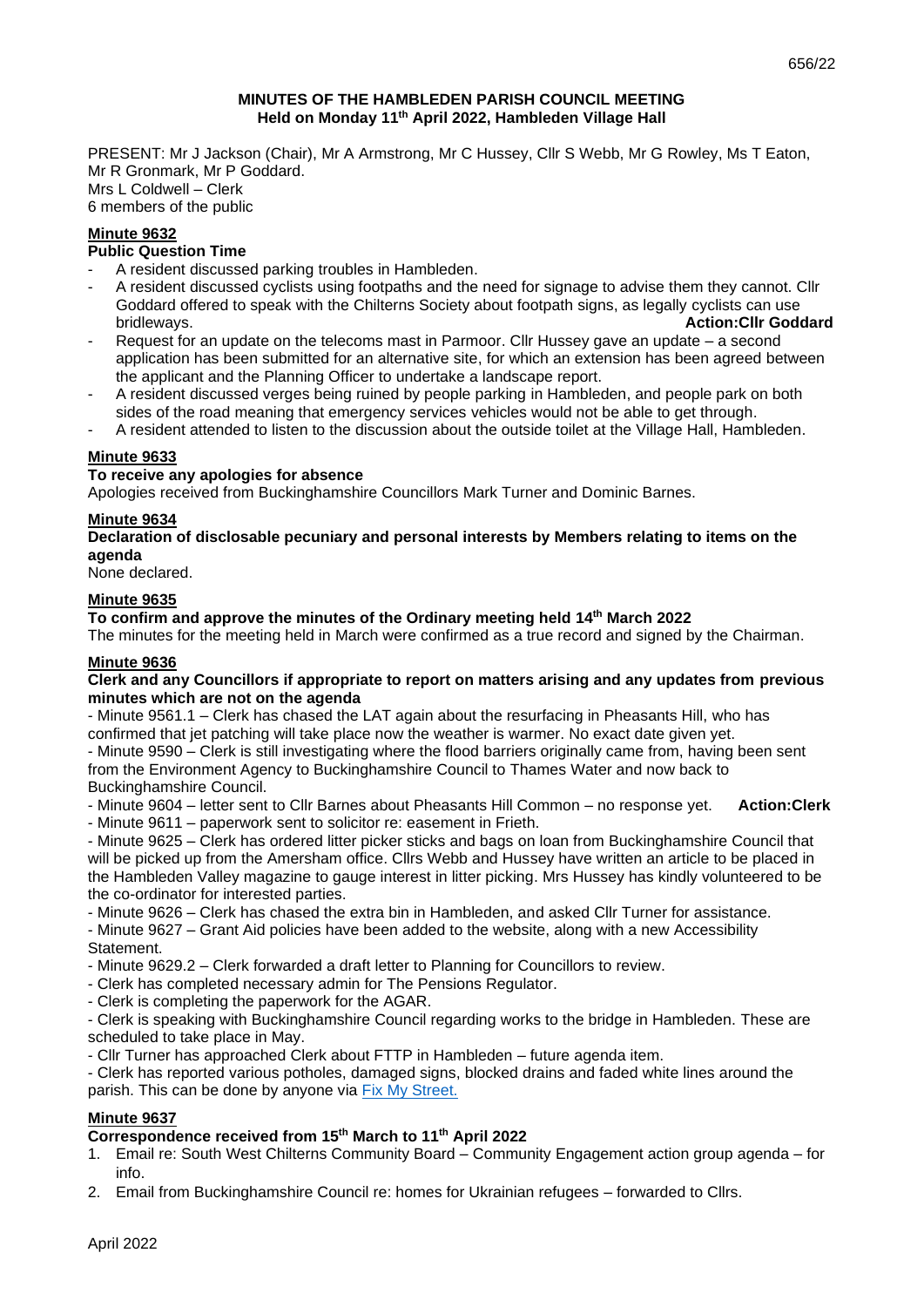**MINUTES OF THE HAMBLEDEN PARISH COUNCIL MEETING**
**Held on Monday 11th April 2022, Hambleden Village Hall**

PRESENT: Mr J Jackson (Chair), Mr A Armstrong, Mr C Hussey, Cllr S Webb, Mr G Rowley, Ms T Eaton, Mr R Gronmark, Mr P Goddard.
Mrs L Coldwell – Clerk
6 members of the public

**Minute 9632**

**Public Question Time**

- A resident discussed parking troubles in Hambleden.
- A resident discussed cyclists using footpaths and the need for signage to advise them they cannot. Cllr Goddard offered to speak with the Chilterns Society about footpath signs, as legally cyclists can use bridleways. **Action:Cllr Goddard**
- Request for an update on the telecoms mast in Parmoor. Cllr Hussey gave an update – a second application has been submitted for an alternative site, for which an extension has been agreed between the applicant and the Planning Officer to undertake a landscape report.
- A resident discussed verges being ruined by people parking in Hambleden, and people park on both sides of the road meaning that emergency services vehicles would not be able to get through.
- A resident attended to listen to the discussion about the outside toilet at the Village Hall, Hambleden.

**Minute 9633**

**To receive any apologies for absence**

Apologies received from Buckinghamshire Councillors Mark Turner and Dominic Barnes.

**Minute 9634**

**Declaration of disclosable pecuniary and personal interests by Members relating to items on the agenda**

None declared.

**Minute 9635**

**To confirm and approve the minutes of the Ordinary meeting held 14th March 2022**

The minutes for the meeting held in March were confirmed as a true record and signed by the Chairman.

**Minute 9636**

**Clerk and any Councillors if appropriate to report on matters arising and any updates from previous minutes which are not on the agenda**

- Minute 9561.1 – Clerk has chased the LAT again about the resurfacing in Pheasants Hill, who has confirmed that jet patching will take place now the weather is warmer. No exact date given yet.
- Minute 9590 – Clerk is still investigating where the flood barriers originally came from, having been sent from the Environment Agency to Buckinghamshire Council to Thames Water and now back to Buckinghamshire Council.
- Minute 9604 – letter sent to Cllr Barnes about Pheasants Hill Common – no response yet. **Action:Clerk**
- Minute 9611 – paperwork sent to solicitor re: easement in Frieth.
- Minute 9625 – Clerk has ordered litter picker sticks and bags on loan from Buckinghamshire Council that will be picked up from the Amersham office. Cllrs Webb and Hussey have written an article to be placed in the Hambleden Valley magazine to gauge interest in litter picking. Mrs Hussey has kindly volunteered to be the co-ordinator for interested parties.
- Minute 9626 – Clerk has chased the extra bin in Hambleden, and asked Cllr Turner for assistance.
- Minute 9627 – Grant Aid policies have been added to the website, along with a new Accessibility Statement.
- Minute 9629.2 – Clerk forwarded a draft letter to Planning for Councillors to review.
- Clerk has completed necessary admin for The Pensions Regulator.
- Clerk is completing the paperwork for the AGAR.
- Clerk is speaking with Buckinghamshire Council regarding works to the bridge in Hambleden. These are scheduled to take place in May.
- Cllr Turner has approached Clerk about FTTP in Hambleden – future agenda item.
- Clerk has reported various potholes, damaged signs, blocked drains and faded white lines around the parish. This can be done by anyone via Fix My Street.

**Minute 9637**

**Correspondence received from 15th March to 11th April 2022**

1. Email re: South West Chilterns Community Board – Community Engagement action group agenda – for info.
2. Email from Buckinghamshire Council re: homes for Ukrainian refugees – forwarded to Cllrs.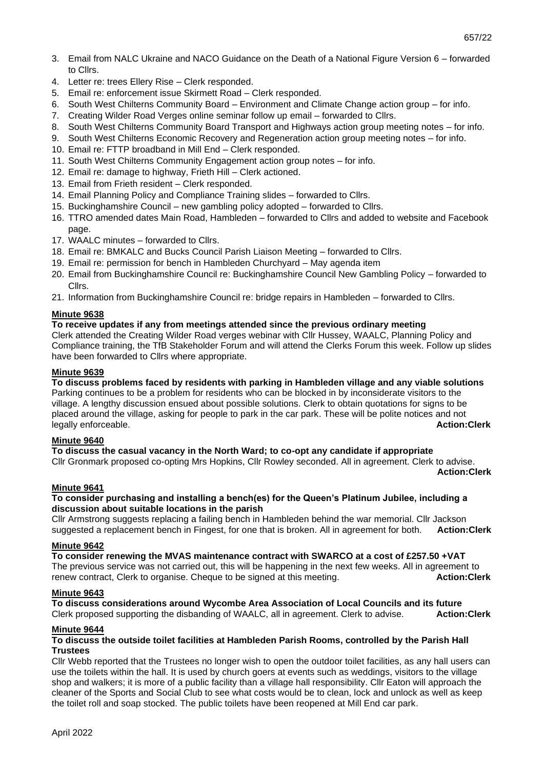3. Email from NALC Ukraine and NACO Guidance on the Death of a National Figure Version 6 – forwarded to Cllrs.
4. Letter re: trees Ellery Rise – Clerk responded.
5. Email re: enforcement issue Skirmett Road – Clerk responded.
6. South West Chilterns Community Board – Environment and Climate Change action group – for info.
7. Creating Wilder Road Verges online seminar follow up email – forwarded to Cllrs.
8. South West Chilterns Community Board Transport and Highways action group meeting notes – for info.
9. South West Chilterns Economic Recovery and Regeneration action group meeting notes – for info.
10. Email re: FTTP broadband in Mill End – Clerk responded.
11. South West Chilterns Community Engagement action group notes – for info.
12. Email re: damage to highway, Frieth Hill – Clerk actioned.
13. Email from Frieth resident – Clerk responded.
14. Email Planning Policy and Compliance Training slides – forwarded to Cllrs.
15. Buckinghamshire Council – new gambling policy adopted – forwarded to Cllrs.
16. TTRO amended dates Main Road, Hambleden – forwarded to Cllrs and added to website and Facebook page.
17. WAALC minutes – forwarded to Cllrs.
18. Email re: BMKALC and Bucks Council Parish Liaison Meeting – forwarded to Cllrs.
19. Email re: permission for bench in Hambleden Churchyard – May agenda item
20. Email from Buckinghamshire Council re: Buckinghamshire Council New Gambling Policy – forwarded to Cllrs.
21. Information from Buckinghamshire Council re: bridge repairs in Hambleden – forwarded to Cllrs.

**Minute 9638**

**To receive updates if any from meetings attended since the previous ordinary meeting**

Clerk attended the Creating Wilder Road verges webinar with Cllr Hussey, WAALC, Planning Policy and Compliance training, the TfB Stakeholder Forum and will attend the Clerks Forum this week. Follow up slides have been forwarded to Cllrs where appropriate.

**Minute 9639**

**To discuss problems faced by residents with parking in Hambleden village and any viable solutions**

Parking continues to be a problem for residents who can be blocked in by inconsiderate visitors to the village. A lengthy discussion ensued about possible solutions. Clerk to obtain quotations for signs to be placed around the village, asking for people to park in the car park. These will be polite notices and not legally enforceable. **Action:Clerk**

**Minute 9640**

**To discuss the casual vacancy in the North Ward; to co-opt any candidate if appropriate**

Cllr Gronmark proposed co-opting Mrs Hopkins, Cllr Rowley seconded. All in agreement. Clerk to advise. **Action:Clerk**

**Minute 9641**

**To consider purchasing and installing a bench(es) for the Queen's Platinum Jubilee, including a discussion about suitable locations in the parish**

Cllr Armstrong suggests replacing a failing bench in Hambleden behind the war memorial. Cllr Jackson suggested a replacement bench in Fingest, for one that is broken. All in agreement for both. **Action:Clerk**

**Minute 9642**

**To consider renewing the MVAS maintenance contract with SWARCO at a cost of £257.50 +VAT**

The previous service was not carried out, this will be happening in the next few weeks. All in agreement to renew contract, Clerk to organise. Cheque to be signed at this meeting. **Action:Clerk**

**Minute 9643**

**To discuss considerations around Wycombe Area Association of Local Councils and its future**

Clerk proposed supporting the disbanding of WAALC, all in agreement. Clerk to advise. **Action:Clerk**

**Minute 9644**

**To discuss the outside toilet facilities at Hambleden Parish Rooms, controlled by the Parish Hall Trustees**

Cllr Webb reported that the Trustees no longer wish to open the outdoor toilet facilities, as any hall users can use the toilets within the hall. It is used by church goers at events such as weddings, visitors to the village shop and walkers; it is more of a public facility than a village hall responsibility. Cllr Eaton will approach the cleaner of the Sports and Social Club to see what costs would be to clean, lock and unlock as well as keep the toilet roll and soap stocked. The public toilets have been reopened at Mill End car park.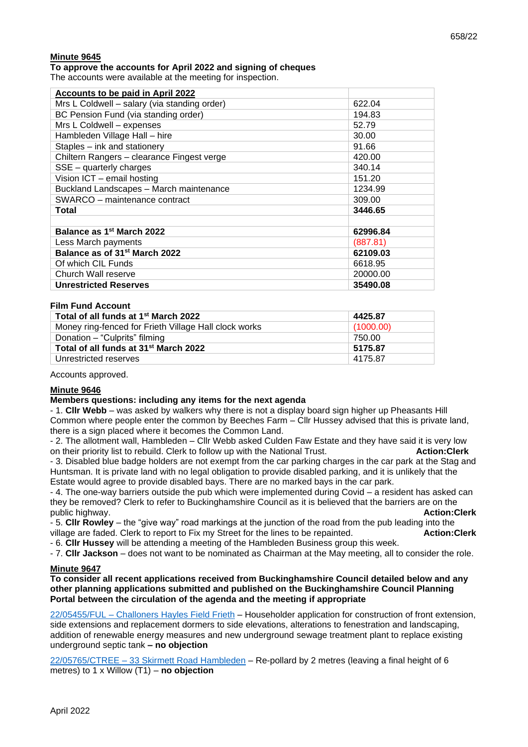**Minute 9645**

**To approve the accounts for April 2022 and signing of cheques**

The accounts were available at the meeting for inspection.

| **Accounts to be paid in April 2022** | |
|---|---|
| Mrs L Coldwell – salary (via standing order) | 622.04 |
| BC Pension Fund (via standing order) | 194.83 |
| Mrs L Coldwell – expenses | 52.79 |
| Hambleden Village Hall – hire | 30.00 |
| Staples – ink and stationery | 91.66 |
| Chiltern Rangers – clearance Fingest verge | 420.00 |
| SSE – quarterly charges | 340.14 |
| Vision ICT – email hosting | 151.20 |
| Buckland Landscapes – March maintenance | 1234.99 |
| SWARCO – maintenance contract | 309.00 |
| **Total** | **3446.65** |
| | |
| **Balance as 1st March 2022** | **62996.84** |
| Less March payments | (887.81) |
| **Balance as of 31st March 2022** | **62109.03** |
| Of which CIL Funds | 6618.95 |
| Church Wall reserve | 20000.00 |
| **Unrestricted Reserves** | **35490.08** |

**Film Fund Account**

| **Total of all funds at 1st March 2022** | **4425.87** |
|---|---|
| Money ring-fenced for Frieth Village Hall clock works | (1000.00) |
| Donation – "Culprits" filming | 750.00 |
| **Total of all funds at 31st March 2022** | **5175.87** |
| Unrestricted reserves | 4175.87 |

Accounts approved.

**Minute 9646**

**Members questions: including any items for the next agenda**

- 1. **Cllr Webb** – was asked by walkers why there is not a display board sign higher up Pheasants Hill Common where people enter the common by Beeches Farm – Cllr Hussey advised that this is private land, there is a sign placed where it becomes the Common Land.
- 2. The allotment wall, Hambleden – Cllr Webb asked Culden Faw Estate and they have said it is very low on their priority list to rebuild. Clerk to follow up with the National Trust. **Action:Clerk**
- 3. Disabled blue badge holders are not exempt from the car parking charges in the car park at the Stag and Huntsman. It is private land with no legal obligation to provide disabled parking, and it is unlikely that the Estate would agree to provide disabled bays. There are no marked bays in the car park.
- 4. The one-way barriers outside the pub which were implemented during Covid – a resident has asked can they be removed? Clerk to refer to Buckinghamshire Council as it is believed that the barriers are on the public highway. **Action:Clerk**
- 5. **Cllr Rowley** – the "give way" road markings at the junction of the road from the pub leading into the village are faded. Clerk to report to Fix my Street for the lines to be repainted. **Action:Clerk**
- 6. **Cllr Hussey** will be attending a meeting of the Hambleden Business group this week.
- 7. **Cllr Jackson** – does not want to be nominated as Chairman at the May meeting, all to consider the role.

**Minute 9647**

**To consider all recent applications received from Buckinghamshire Council detailed below and any other planning applications submitted and published on the Buckinghamshire Council Planning Portal between the circulation of the agenda and the meeting if appropriate**

22/05455/FUL – Challoners Hayles Field Frieth – Householder application for construction of front extension, side extensions and replacement dormers to side elevations, alterations to fenestration and landscaping, addition of renewable energy measures and new underground sewage treatment plant to replace existing underground septic tank **– no objection**

22/05765/CTREE – 33 Skirmett Road Hambleden – Re-pollard by 2 metres (leaving a final height of 6 metres) to 1 x Willow (T1) – **no objection**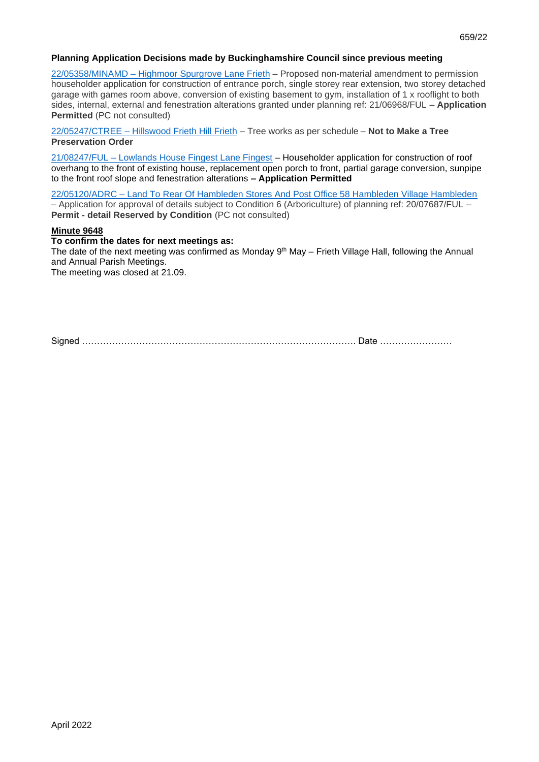**Planning Application Decisions made by Buckinghamshire Council since previous meeting**

22/05358/MINAMD – Highmoor Spurgrove Lane Frieth – Proposed non-material amendment to permission householder application for construction of entrance porch, single storey rear extension, two storey detached garage with games room above, conversion of existing basement to gym, installation of 1 x rooflight to both sides, internal, external and fenestration alterations granted under planning ref: 21/06968/FUL – **Application Permitted** (PC not consulted)

22/05247/CTREE – Hillswood Frieth Hill Frieth – Tree works as per schedule – **Not to Make a Tree Preservation Order**

21/08247/FUL – Lowlands House Fingest Lane Fingest – Householder application for construction of roof overhang to the front of existing house, replacement open porch to front, partial garage conversion, sunpipe to the front roof slope and fenestration alterations **– Application Permitted**

22/05120/ADRC – Land To Rear Of Hambleden Stores And Post Office 58 Hambleden Village Hambleden – Application for approval of details subject to Condition 6 (Arboriculture) of planning ref: 20/07687/FUL – **Permit - detail Reserved by Condition** (PC not consulted)

**Minute 9648**

**To confirm the dates for next meetings as:**

The date of the next meeting was confirmed as Monday 9th May – Frieth Village Hall, following the Annual and Annual Parish Meetings.

The meeting was closed at 21.09.

Signed ………………………………………………………………………………… Date ……………………

April 2022